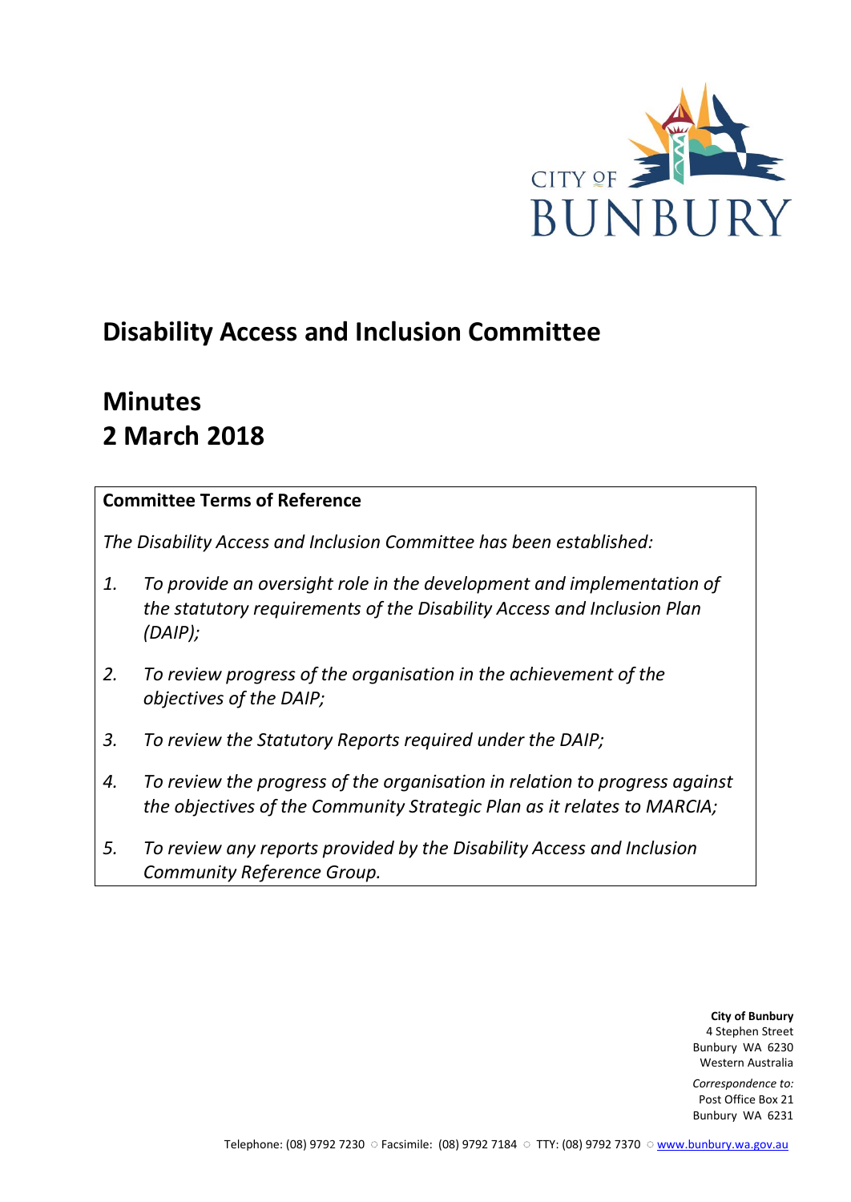CITY OF BUNBURY

# Disability Access and Inclusion Committee

## Minutes
## 2 March 2018

**Committee Terms of Reference**

*The Disability Access and Inclusion Committee has been established:*

1. *To provide an oversight role in the development and implementation of the statutory requirements of the Disability Access and Inclusion Plan (DAIP);*
2. *To review progress of the organisation in the achievement of the objectives of the DAIP;*
3. *To review the Statutory Reports required under the DAIP;*
4. *To review the progress of the organisation in relation to progress against the objectives of the Community Strategic Plan as it relates to MARCIA;*
5. *To review any reports provided by the Disability Access and Inclusion Community Reference Group.*

**City of Bunbury**
4 Stephen Street
Bunbury WA 6230
Western Australia

*Correspondence to:*
Post Office Box 21
Bunbury WA 6231

Telephone: (08) 9792 7230 ○ Facsimile: (08) 9792 7184 ○ TTY: (08) 9792 7370 ○ www.bunbury.wa.gov.au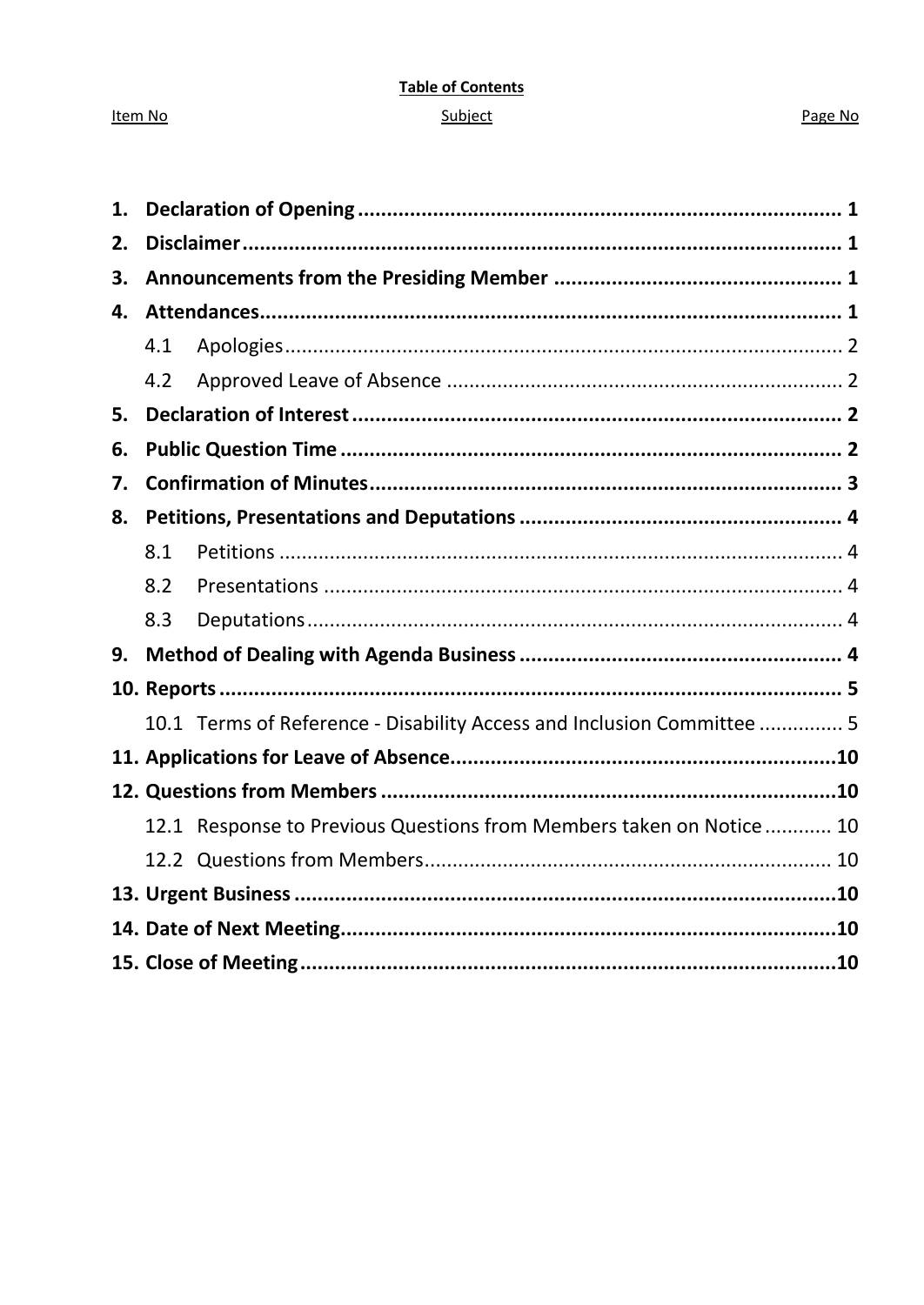**Table of Contents**

| Item No | Subject | Page No |
|---|---|---|
| **1.** | **Declaration of Opening** | **1** |
| **2.** | **Disclaimer** | **1** |
| **3.** | **Announcements from the Presiding Member** | **1** |
| **4.** | **Attendances** | **1** |
| 4.1 | Apologies | 2 |
| 4.2 | Approved Leave of Absence | 2 |
| **5.** | **Declaration of Interest** | **2** |
| **6.** | **Public Question Time** | **2** |
| **7.** | **Confirmation of Minutes** | **3** |
| **8.** | **Petitions, Presentations and Deputations** | **4** |
| 8.1 | Petitions | 4 |
| 8.2 | Presentations | 4 |
| 8.3 | Deputations | 4 |
| **9.** | **Method of Dealing with Agenda Business** | **4** |
| **10.** | **Reports** | **5** |
| 10.1 | Terms of Reference - Disability Access and Inclusion Committee | 5 |
| **11.** | **Applications for Leave of Absence** | **10** |
| **12.** | **Questions from Members** | **10** |
| 12.1 | Response to Previous Questions from Members taken on Notice | 10 |
| 12.2 | Questions from Members | 10 |
| **13.** | **Urgent Business** | **10** |
| **14.** | **Date of Next Meeting** | **10** |
| **15.** | **Close of Meeting** | **10** |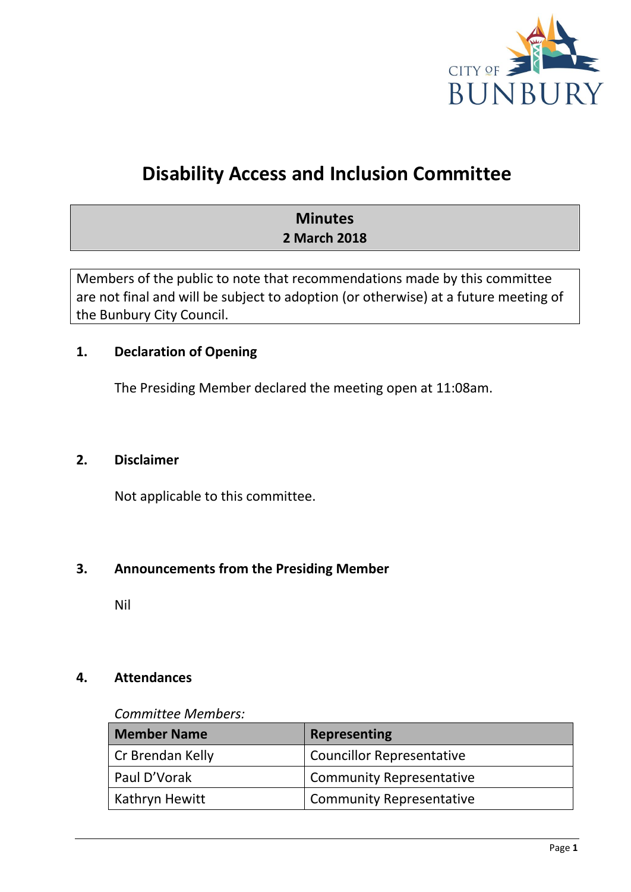# Disability Access and Inclusion Committee

**Minutes**
**2 March 2018**

Members of the public to note that recommendations made by this committee are not final and will be subject to adoption (or otherwise) at a future meeting of the Bunbury City Council.

## 1. Declaration of Opening

The Presiding Member declared the meeting open at 11:08am.

## 2. Disclaimer

Not applicable to this committee.

## 3. Announcements from the Presiding Member

Nil

## 4. Attendances

*Committee Members:*

| Member Name | Representing |
|---|---|
| Cr Brendan Kelly | Councillor Representative |
| Paul D'Vorak | Community Representative |
| Kathryn Hewitt | Community Representative |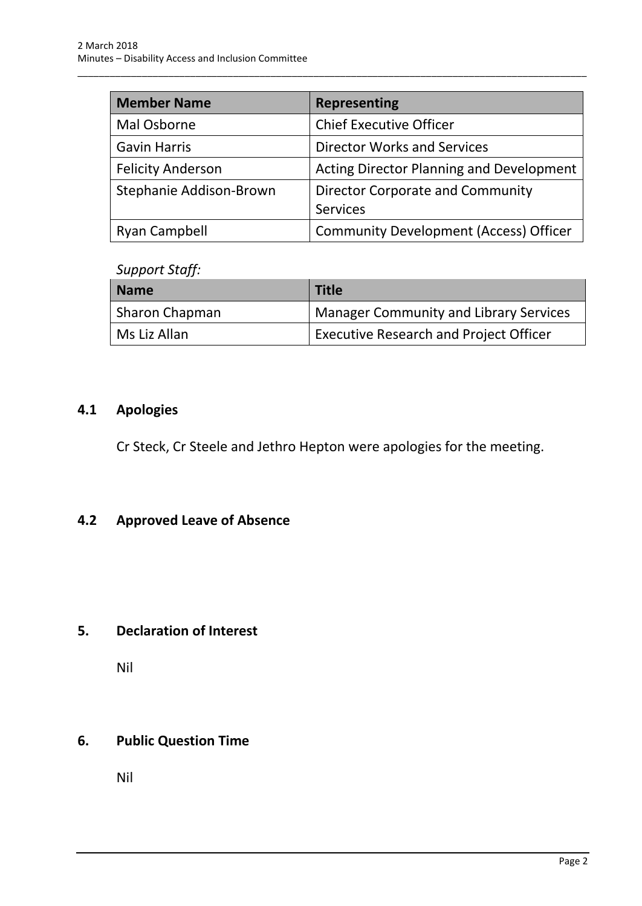| Member Name | Representing |
|---|---|
| Mal Osborne | Chief Executive Officer |
| Gavin Harris | Director Works and Services |
| Felicity Anderson | Acting Director Planning and Development |
| Stephanie Addison-Brown | Director Corporate and Community Services |
| Ryan Campbell | Community Development (Access) Officer |

*Support Staff:*

| Name | Title |
|---|---|
| Sharon Chapman | Manager Community and Library Services |
| Ms Liz Allan | Executive Research and Project Officer |

## 4.1 Apologies

Cr Steck, Cr Steele and Jethro Hepton were apologies for the meeting.

## 4.2 Approved Leave of Absence

## 5. Declaration of Interest

Nil

## 6. Public Question Time

Nil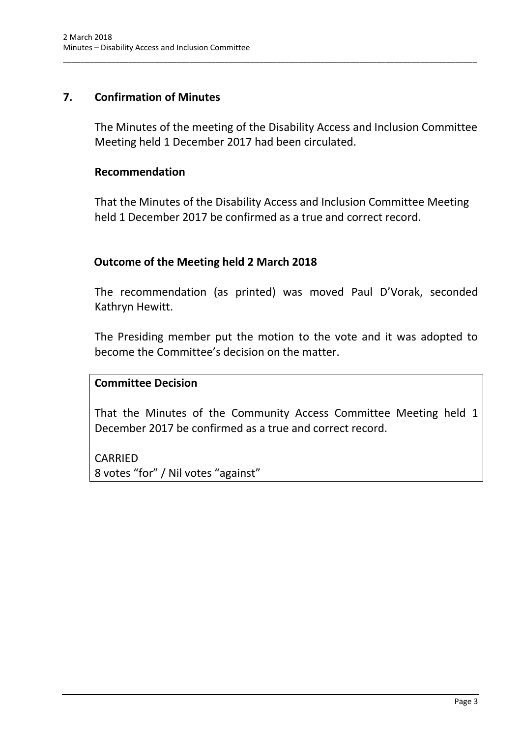## 7. Confirmation of Minutes

The Minutes of the meeting of the Disability Access and Inclusion Committee Meeting held 1 December 2017 had been circulated.

### Recommendation

That the Minutes of the Disability Access and Inclusion Committee Meeting held 1 December 2017 be confirmed as a true and correct record.

### Outcome of the Meeting held 2 March 2018

The recommendation (as printed) was moved Paul D'Vorak, seconded Kathryn Hewitt.

The Presiding member put the motion to the vote and it was adopted to become the Committee's decision on the matter.

**Committee Decision**

That the Minutes of the Community Access Committee Meeting held 1 December 2017 be confirmed as a true and correct record.

CARRIED
8 votes "for" / Nil votes "against"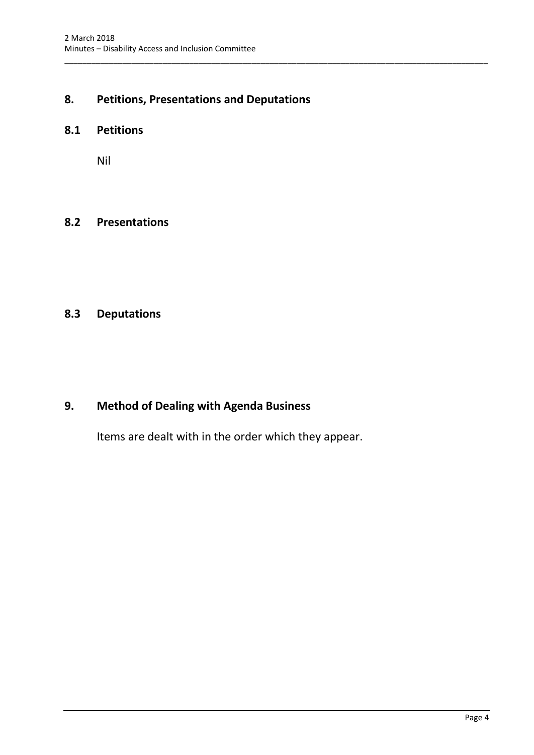## 8. Petitions, Presentations and Deputations

### 8.1 Petitions

Nil

### 8.2 Presentations

### 8.3 Deputations

## 9. Method of Dealing with Agenda Business

Items are dealt with in the order which they appear.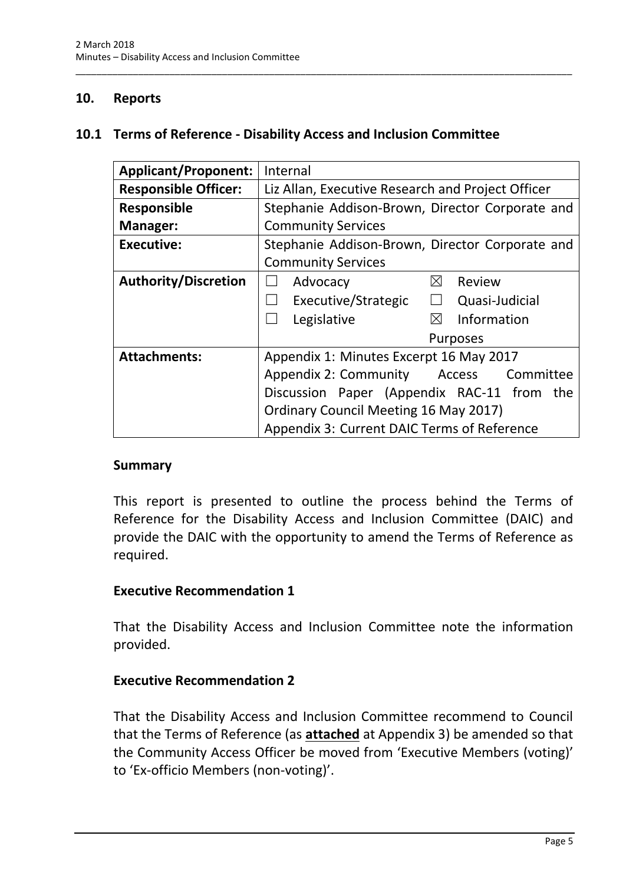## 10. Reports

### 10.1 Terms of Reference - Disability Access and Inclusion Committee

| **Applicant/Proponent:** | Internal |
|---|---|
| **Responsible Officer:** | Liz Allan, Executive Research and Project Officer |
| **Responsible Manager:** | Stephanie Addison-Brown, Director Corporate and Community Services |
| **Executive:** | Stephanie Addison-Brown, Director Corporate and Community Services |
| **Authority/Discretion** | ☐ Advocacy ☒ Review<br>☐ Executive/Strategic ☐ Quasi-Judicial<br>☐ Legislative ☒ Information Purposes |
| **Attachments:** | Appendix 1: Minutes Excerpt 16 May 2017<br>Appendix 2: Community Access Committee Discussion Paper (Appendix RAC-11 from the Ordinary Council Meeting 16 May 2017)<br>Appendix 3: Current DAIC Terms of Reference |

**Summary**

This report is presented to outline the process behind the Terms of Reference for the Disability Access and Inclusion Committee (DAIC) and provide the DAIC with the opportunity to amend the Terms of Reference as required.

**Executive Recommendation 1**

That the Disability Access and Inclusion Committee note the information provided.

**Executive Recommendation 2**

That the Disability Access and Inclusion Committee recommend to Council that the Terms of Reference (as **attached** at Appendix 3) be amended so that the Community Access Officer be moved from 'Executive Members (voting)' to 'Ex-officio Members (non-voting)'.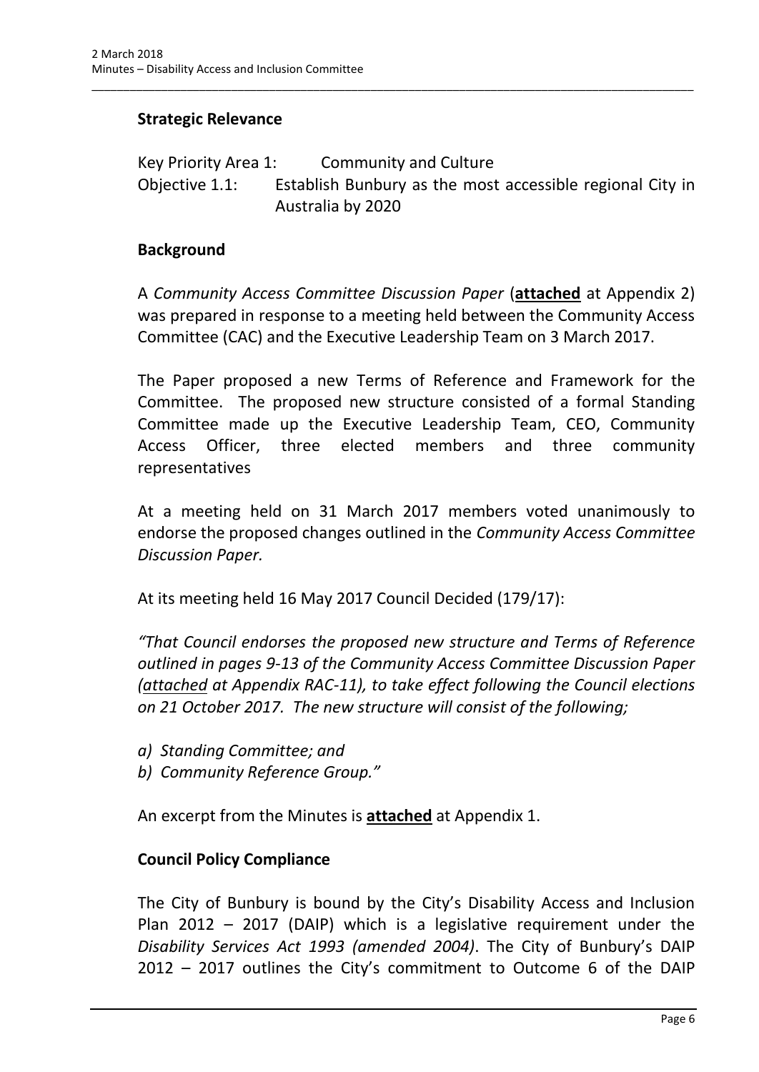## Strategic Relevance

Key Priority Area 1: Community and Culture
Objective 1.1: Establish Bunbury as the most accessible regional City in Australia by 2020

## Background

A *Community Access Committee Discussion Paper* (**attached** at Appendix 2) was prepared in response to a meeting held between the Community Access Committee (CAC) and the Executive Leadership Team on 3 March 2017.

The Paper proposed a new Terms of Reference and Framework for the Committee. The proposed new structure consisted of a formal Standing Committee made up the Executive Leadership Team, CEO, Community Access Officer, three elected members and three community representatives

At a meeting held on 31 March 2017 members voted unanimously to endorse the proposed changes outlined in the *Community Access Committee Discussion Paper.*

At its meeting held 16 May 2017 Council Decided (179/17):

*"That Council endorses the proposed new structure and Terms of Reference outlined in pages 9-13 of the Community Access Committee Discussion Paper (attached at Appendix RAC-11), to take effect following the Council elections on 21 October 2017. The new structure will consist of the following;*

*a) Standing Committee; and*
*b) Community Reference Group."*

An excerpt from the Minutes is **attached** at Appendix 1.

## Council Policy Compliance

The City of Bunbury is bound by the City's Disability Access and Inclusion Plan 2012 – 2017 (DAIP) which is a legislative requirement under the *Disability Services Act 1993 (amended 2004).* The City of Bunbury's DAIP 2012 – 2017 outlines the City's commitment to Outcome 6 of the DAIP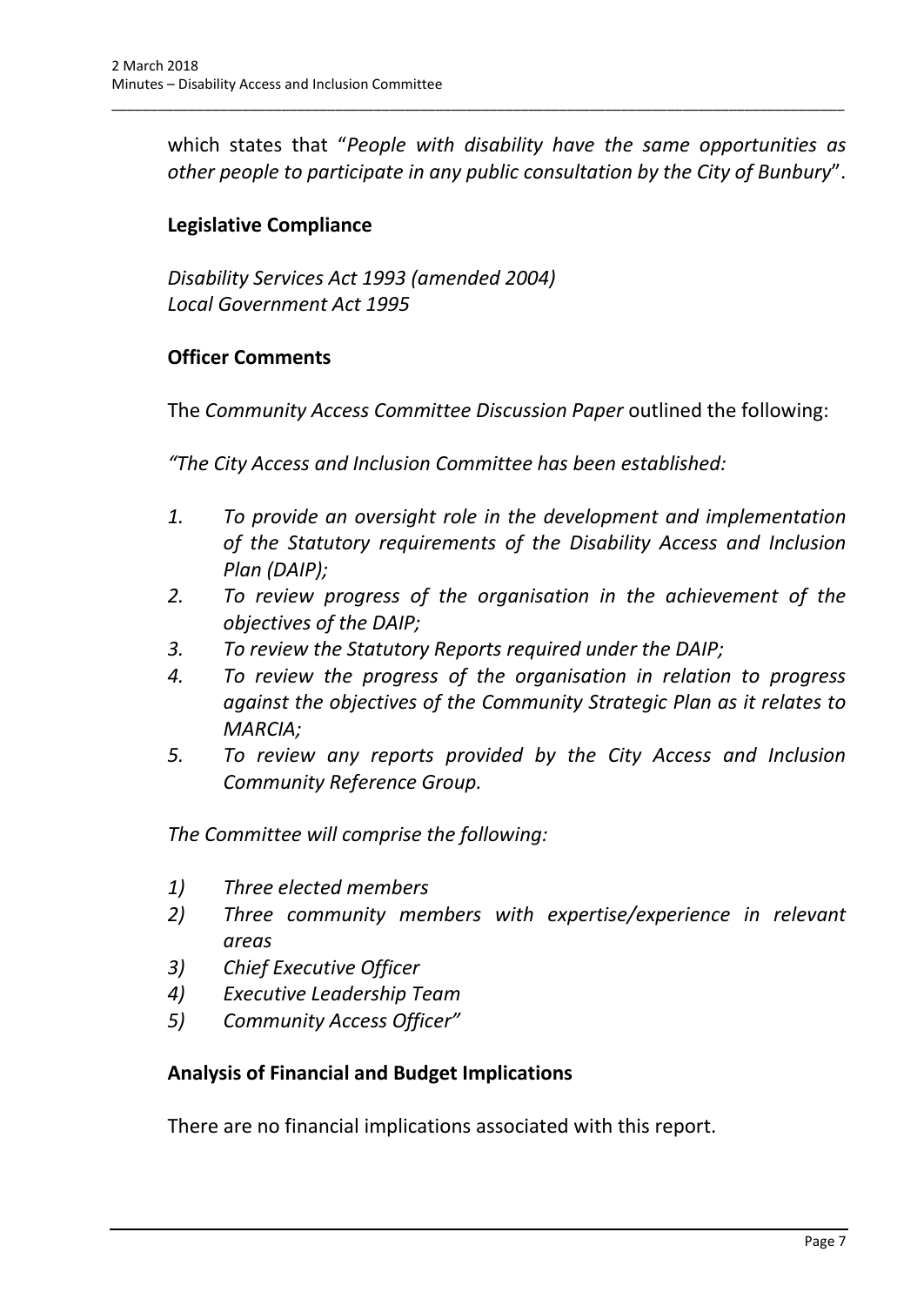which states that "*People with disability have the same opportunities as other people to participate in any public consultation by the City of Bunbury*".

**Legislative Compliance**

*Disability Services Act 1993 (amended 2004)*
*Local Government Act 1995*

**Officer Comments**

The *Community Access Committee Discussion Paper* outlined the following:

*"The City Access and Inclusion Committee has been established:*

1. *To provide an oversight role in the development and implementation of the Statutory requirements of the Disability Access and Inclusion Plan (DAIP);*
2. *To review progress of the organisation in the achievement of the objectives of the DAIP;*
3. *To review the Statutory Reports required under the DAIP;*
4. *To review the progress of the organisation in relation to progress against the objectives of the Community Strategic Plan as it relates to MARCIA;*
5. *To review any reports provided by the City Access and Inclusion Community Reference Group.*

*The Committee will comprise the following:*

1) *Three elected members*
2) *Three community members with expertise/experience in relevant areas*
3) *Chief Executive Officer*
4) *Executive Leadership Team*
5) *Community Access Officer"*

**Analysis of Financial and Budget Implications**

There are no financial implications associated with this report.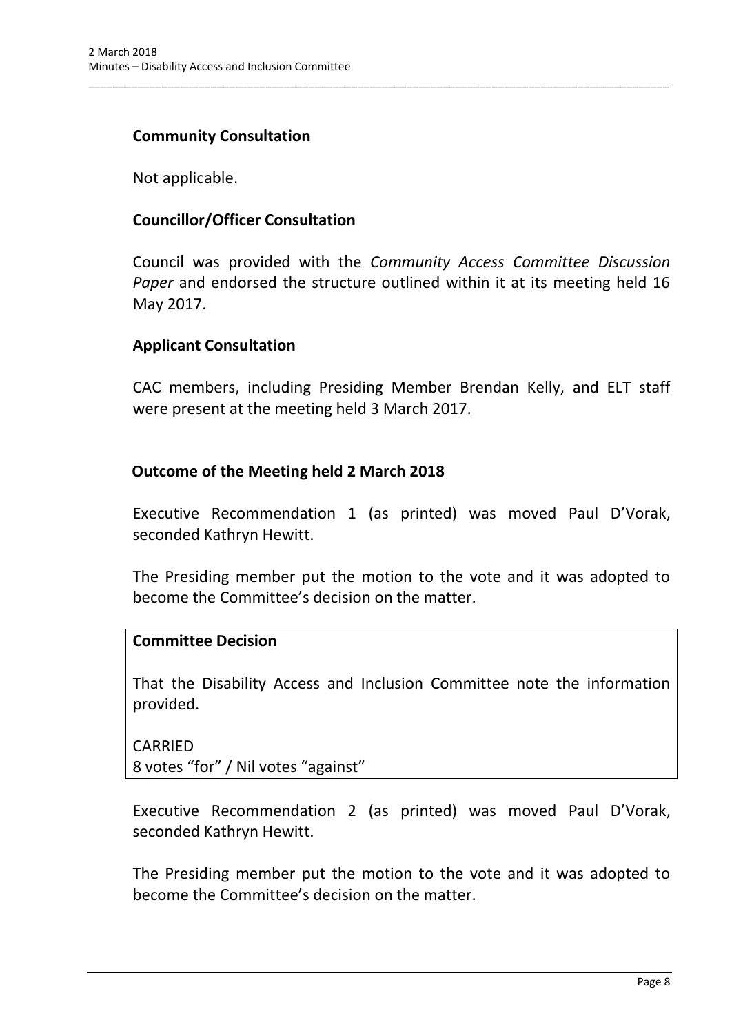### Community Consultation

Not applicable.

### Councillor/Officer Consultation

Council was provided with the *Community Access Committee Discussion Paper* and endorsed the structure outlined within it at its meeting held 16 May 2017.

### Applicant Consultation

CAC members, including Presiding Member Brendan Kelly, and ELT staff were present at the meeting held 3 March 2017.

### Outcome of the Meeting held 2 March 2018

Executive Recommendation 1 (as printed) was moved Paul D'Vorak, seconded Kathryn Hewitt.

The Presiding member put the motion to the vote and it was adopted to become the Committee's decision on the matter.

**Committee Decision**

That the Disability Access and Inclusion Committee note the information provided.

CARRIED
8 votes "for" / Nil votes "against"

Executive Recommendation 2 (as printed) was moved Paul D'Vorak, seconded Kathryn Hewitt.

The Presiding member put the motion to the vote and it was adopted to become the Committee's decision on the matter.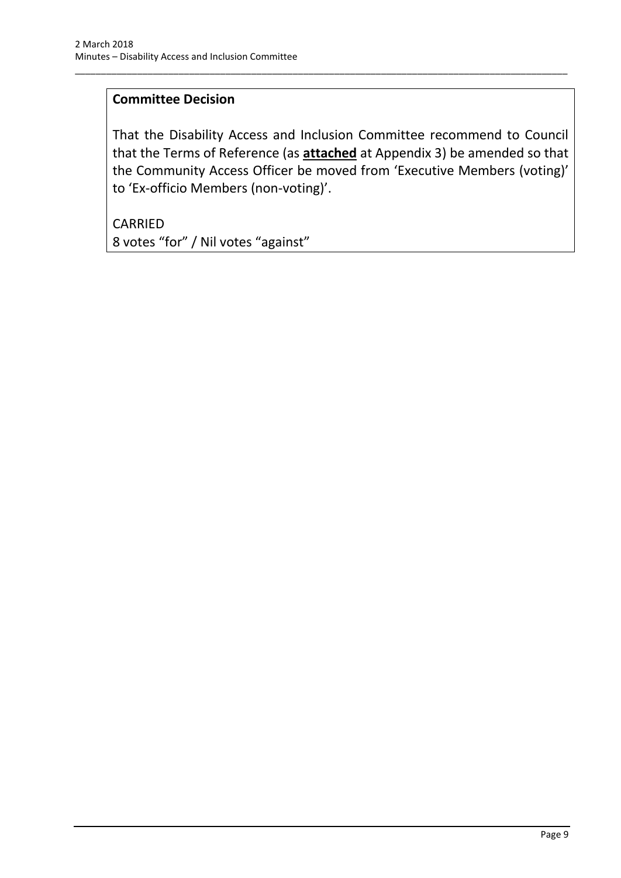**Committee Decision**

That the Disability Access and Inclusion Committee recommend to Council that the Terms of Reference (as **attached** at Appendix 3) be amended so that the Community Access Officer be moved from 'Executive Members (voting)' to 'Ex-officio Members (non-voting)'.

CARRIED
8 votes "for" / Nil votes "against"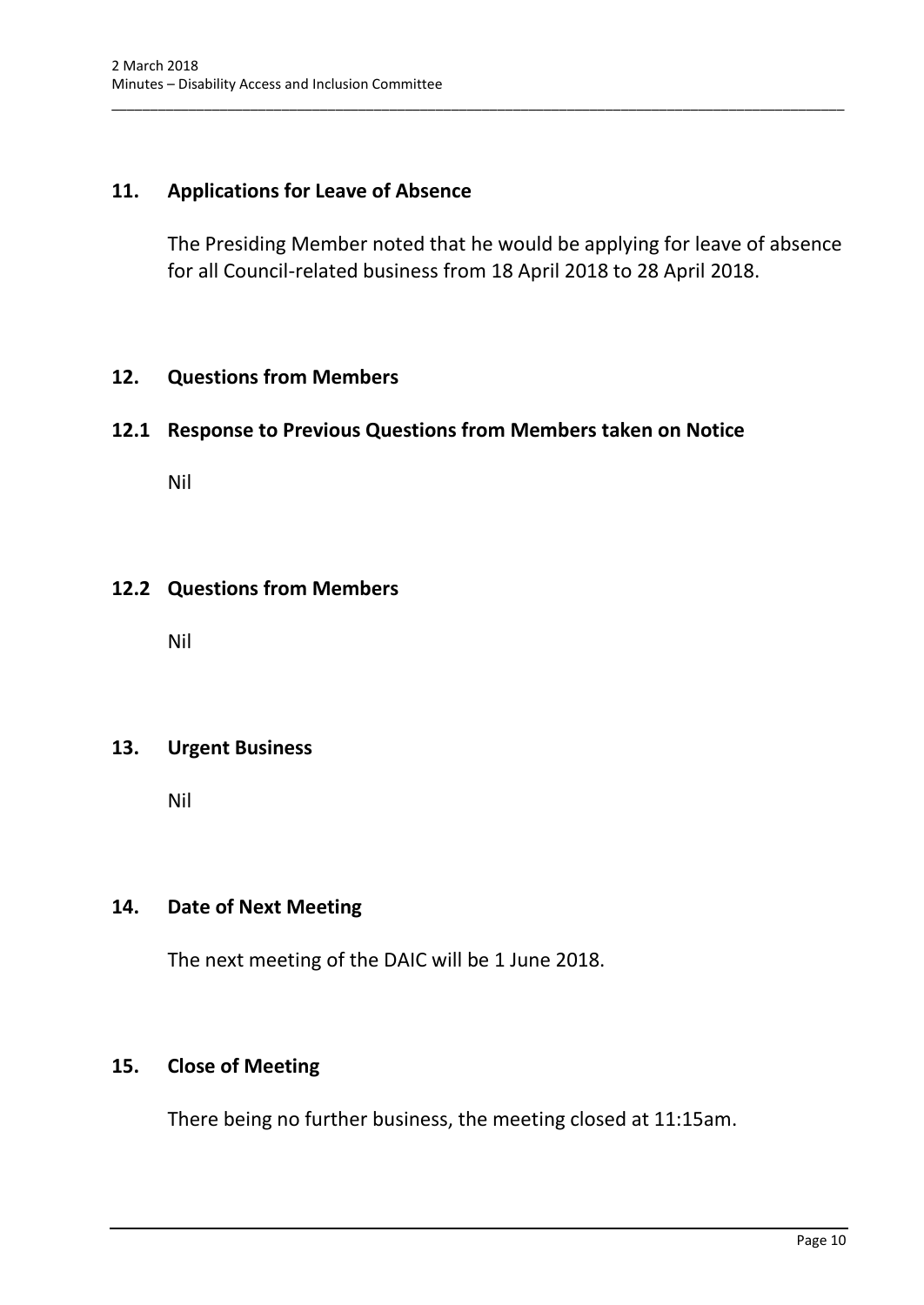## 11. Applications for Leave of Absence

The Presiding Member noted that he would be applying for leave of absence for all Council-related business from 18 April 2018 to 28 April 2018.

## 12. Questions from Members

### 12.1 Response to Previous Questions from Members taken on Notice

Nil

### 12.2 Questions from Members

Nil

## 13. Urgent Business

Nil

## 14. Date of Next Meeting

The next meeting of the DAIC will be 1 June 2018.

## 15. Close of Meeting

There being no further business, the meeting closed at 11:15am.